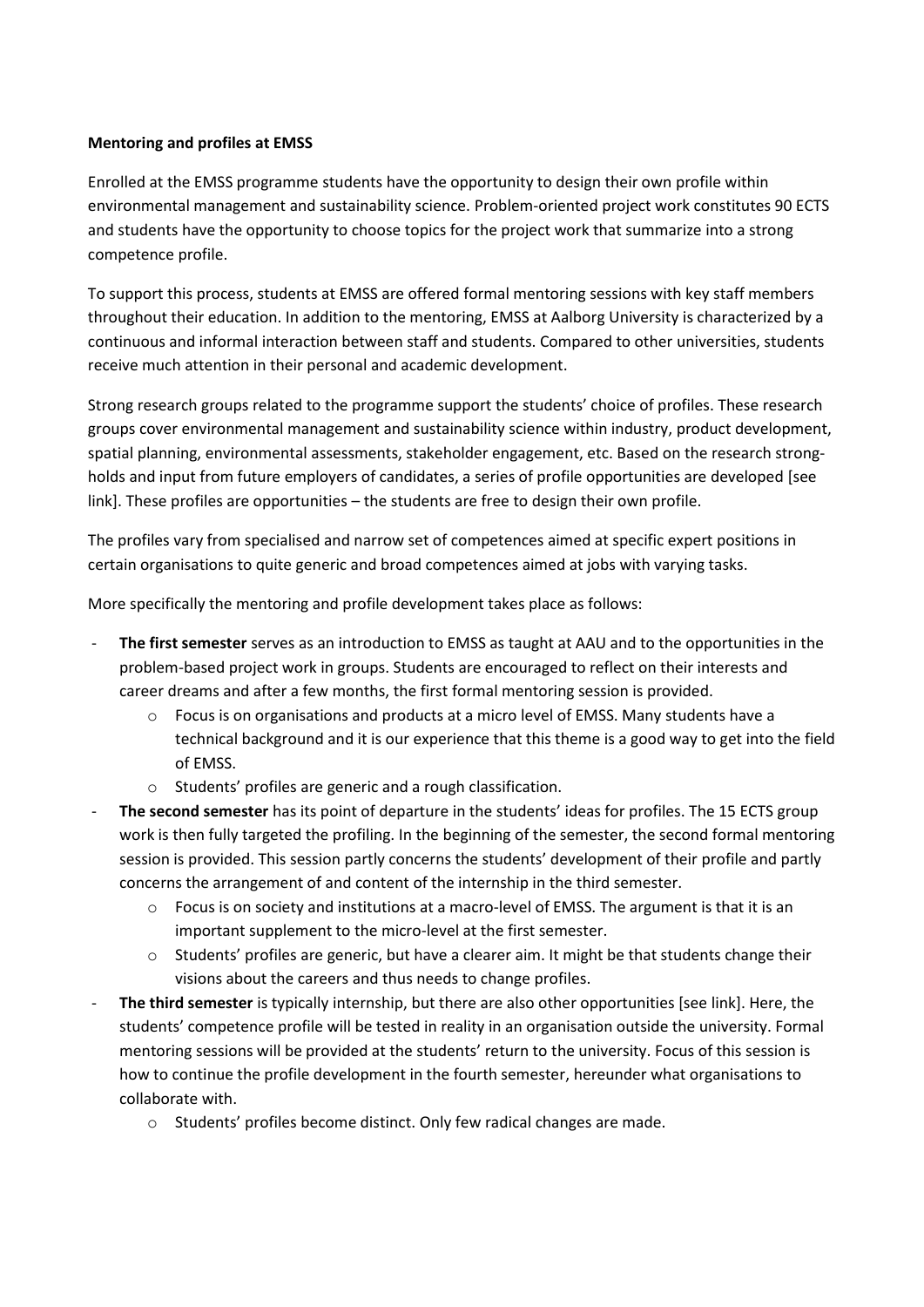**Mentoring and profiles at EMSS**

Enrolled at the EMSS programme students have the opportunity to design their own profile within environmental management and sustainability science. Problem-oriented project work constitutes 90 ECTS and students have the opportunity to choose topics for the project work that summarize into a strong competence profile.

To support this process, students at EMSS are offered formal mentoring sessions with key staff members throughout their education. In addition to the mentoring, EMSS at Aalborg University is characterized by a continuous and informal interaction between staff and students. Compared to other universities, students receive much attention in their personal and academic development.

Strong research groups related to the programme support the students' choice of profiles. These research groups cover environmental management and sustainability science within industry, product development, spatial planning, environmental assessments, stakeholder engagement, etc. Based on the research strong-holds and input from future employers of candidates, a series of profile opportunities are developed [see link]. These profiles are opportunities – the students are free to design their own profile.

The profiles vary from specialised and narrow set of competences aimed at specific expert positions in certain organisations to quite generic and broad competences aimed at jobs with varying tasks.

More specifically the mentoring and profile development takes place as follows:

- **The first semester** serves as an introduction to EMSS as taught at AAU and to the opportunities in the problem-based project work in groups. Students are encouraged to reflect on their interests and career dreams and after a few months, the first formal mentoring session is provided.
    - Focus is on organisations and products at a micro level of EMSS. Many students have a technical background and it is our experience that this theme is a good way to get into the field of EMSS.
    - Students' profiles are generic and a rough classification.
- **The second semester** has its point of departure in the students' ideas for profiles. The 15 ECTS group work is then fully targeted the profiling. In the beginning of the semester, the second formal mentoring session is provided. This session partly concerns the students' development of their profile and partly concerns the arrangement of and content of the internship in the third semester.
    - Focus is on society and institutions at a macro-level of EMSS. The argument is that it is an important supplement to the micro-level at the first semester.
    - Students' profiles are generic, but have a clearer aim. It might be that students change their visions about the careers and thus needs to change profiles.
- **The third semester** is typically internship, but there are also other opportunities [see link]. Here, the students' competence profile will be tested in reality in an organisation outside the university. Formal mentoring sessions will be provided at the students' return to the university. Focus of this session is how to continue the profile development in the fourth semester, hereunder what organisations to collaborate with.
    - Students' profiles become distinct. Only few radical changes are made.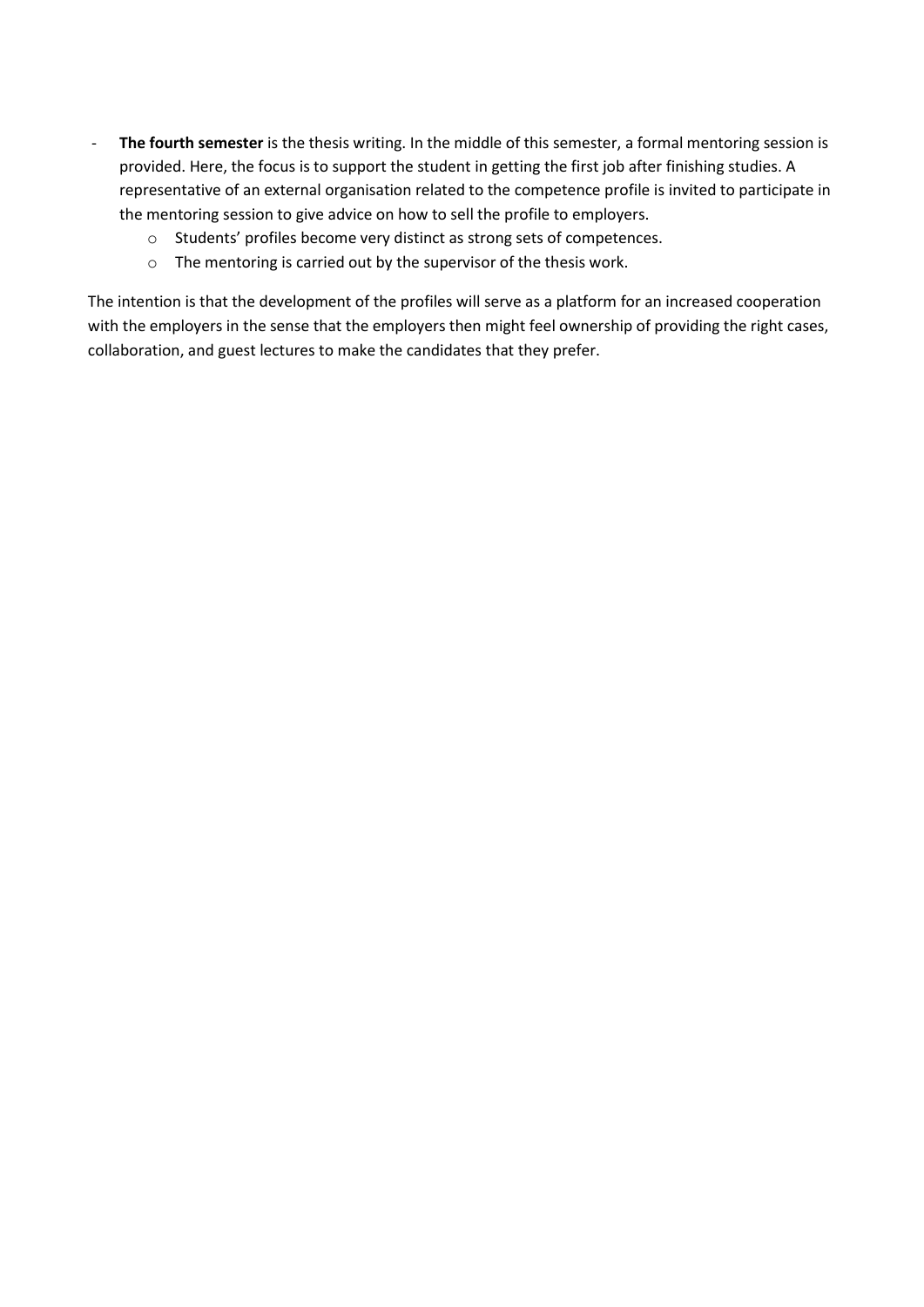- **The fourth semester** is the thesis writing. In the middle of this semester, a formal mentoring session is provided. Here, the focus is to support the student in getting the first job after finishing studies. A representative of an external organisation related to the competence profile is invited to participate in the mentoring session to give advice on how to sell the profile to employers.
    - Students' profiles become very distinct as strong sets of competences.
    - The mentoring is carried out by the supervisor of the thesis work.

The intention is that the development of the profiles will serve as a platform for an increased cooperation with the employers in the sense that the employers then might feel ownership of providing the right cases, collaboration, and guest lectures to make the candidates that they prefer.